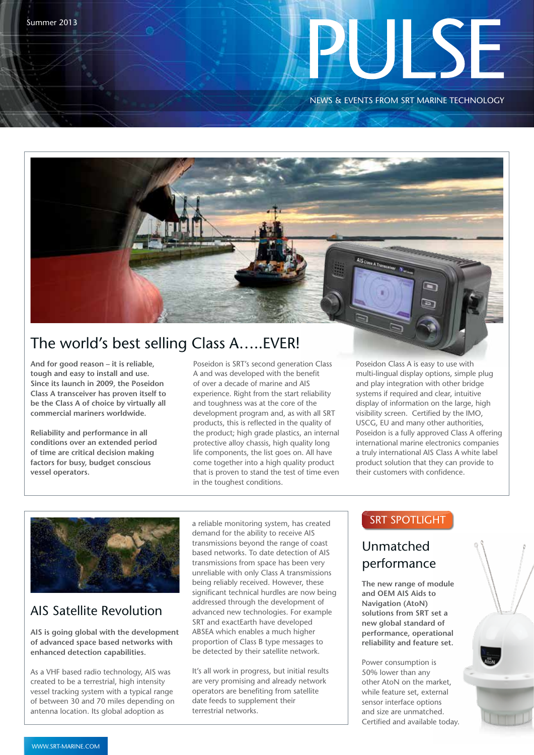Summer 2013

# PULSE

NEWS & EVENTS FROM SRT MARINE TECHNOLOGY

## The world's best selling Class A.....EVER!

**And for good reason – it is reliable, tough and easy to install and use. Since its launch in 2009, the Poseidon Class A transceiver has proven itself to be the Class A of choice by virtually all commercial mariners worldwide.**

**Reliability and performance in all conditions over an extended period of time are critical decision making factors for busy, budget conscious vessel operators.**

Poseidon is SRT's second generation Class A and was developed with the benefit of over a decade of marine and AIS experience. Right from the start reliability and toughness was at the core of the development program and, as with all SRT products, this is reflected in the quality of the product; high grade plastics, an internal protective alloy chassis, high quality long life components, the list goes on. All have come together into a high quality product that is proven to stand the test of time even in the toughest conditions.

Poseidon Class A is easy to use with multi-lingual display options, simple plug and play integration with other bridge systems if required and clear, intuitive display of information on the large, high visibility screen. Certified by the IMO, USCG, EU and many other authorities, Poseidon is a fully approved Class A offering international marine electronics companies a truly international AIS Class A white label product solution that they can provide to their customers with confidence.

## AIS Satellite Revolution

**AIS is going global with the development of advanced space based networks with enhanced detection capabilities.**

As a VHF based radio technology, AIS was created to be a terrestrial, high intensity vessel tracking system with a typical range of between 30 and 70 miles depending on antenna location. Its global adoption as a reliable monitoring system, has created demand for the ability to receive AIS transmissions beyond the range of coast based networks. To date detection of AIS transmissions from space has been very unreliable with only Class A transmissions being reliably received. However, these significant technical hurdles are now being addressed through the development of advanced new technologies. For example SRT and exactEarth have developed ABSEA which enables a much higher proportion of Class B type messages to be detected by their satellite network.

It's all work in progress, but initial results are very promising and already network operators are benefiting from satellite date feeds to supplement their terrestrial networks.

## SRT SPOTLIGHT

### Unmatched performance

**The new range of module and OEM AIS Aids to Navigation (AtoN) solutions from SRT set a new global standard of performance, operational reliability and feature set.**

Power consumption is 50% lower than any other AtoN on the market, while feature set, external sensor interface options and size are unmatched. Certified and available today.

WWW.SRT-MARINE.COM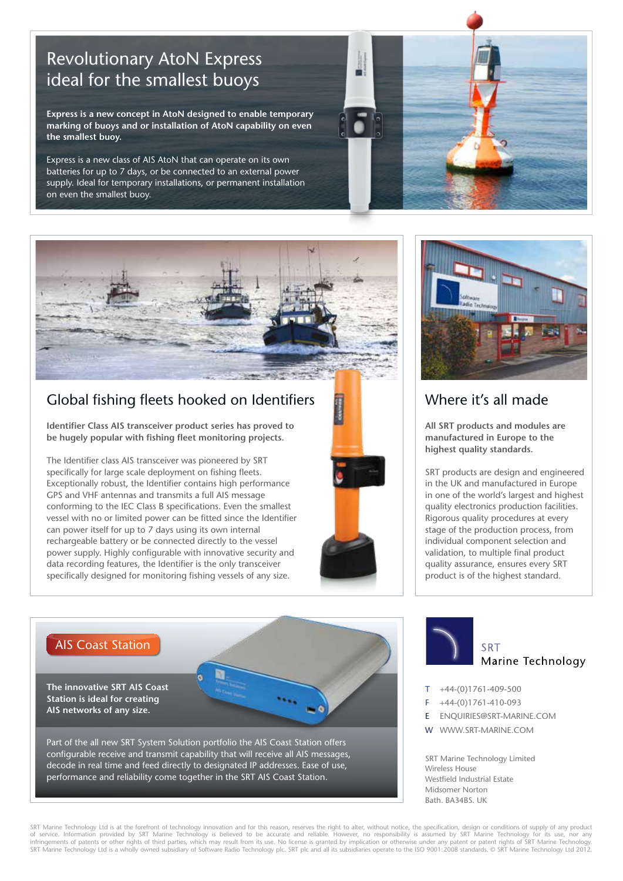## Revolutionary AtoN Express ideal for the smallest buoys

**Express is a new concept in AtoN designed to enable temporary marking of buoys and or installation of AtoN capability on even the smallest buoy.**

Express is a new class of AIS AtoN that can operate on its own batteries for up to 7 days, or be connected to an external power supply. Ideal for temporary installations, or permanent installation on even the smallest buoy.

## Global fishing fleets hooked on Identifiers

**Identifier Class AIS transceiver product series has proved to be hugely popular with fishing fleet monitoring projects.**

The Identifier class AIS transceiver was pioneered by SRT specifically for large scale deployment on fishing fleets. Exceptionally robust, the Identifier contains high performance GPS and VHF antennas and transmits a full AIS message conforming to the IEC Class B specifications. Even the smallest vessel with no or limited power can be fitted since the Identifier can power itself for up to 7 days using its own internal rechargeable battery or be connected directly to the vessel power supply. Highly configurable with innovative security and data recording features, the Identifier is the only transceiver specifically designed for monitoring fishing vessels of any size.

## Where it's all made

**All SRT products and modules are manufactured in Europe to the highest quality standards.**

SRT products are design and engineered in the UK and manufactured in Europe in one of the world's largest and highest quality electronics production facilities. Rigorous quality procedures at every stage of the production process, from individual component selection and validation, to multiple final product quality assurance, ensures every SRT product is of the highest standard.

## AIS Coast Station

**The innovative SRT AIS Coast Station is ideal for creating AIS networks of any size.**

Part of the all new SRT System Solution portfolio the AIS Coast Station offers configurable receive and transmit capability that will receive all AIS messages, decode in real time and feed directly to designated IP addresses. Ease of use, performance and reliability come together in the SRT AIS Coast Station.

SRT
Marine Technology

T +44-(0)1761-409-500
F +44-(0)1761-410-093
E ENQUIRIES@SRT-MARINE.COM
W WWW.SRT-MARINE.COM

SRT Marine Technology Limited
Wireless House
Westfield Industrial Estate
Midsomer Norton
Bath. BA34BS. UK

SRT Marine Technology Ltd is at the forefront of technology innovation and for this reason, reserves the right to alter, without notice, the specification, design or conditions of supply of any product of service. Information provided by SRT Marine Technology is believed to be accurate and reliable. However, no responsibility is assumed by SRT Marine Technology for its use, nor any infringements of patents or other rights of third parties, which may result from its use. No license is granted by implication or otherwise under any patent or patent rights of SRT Marine Technology. SRT Marine Technology Ltd is a wholly owned subsidiary of Software Radio Technology plc. SRT plc and all its subsidiaries operate to the ISO 9001:2008 standards. © SRT Marine Technology Ltd 2012.